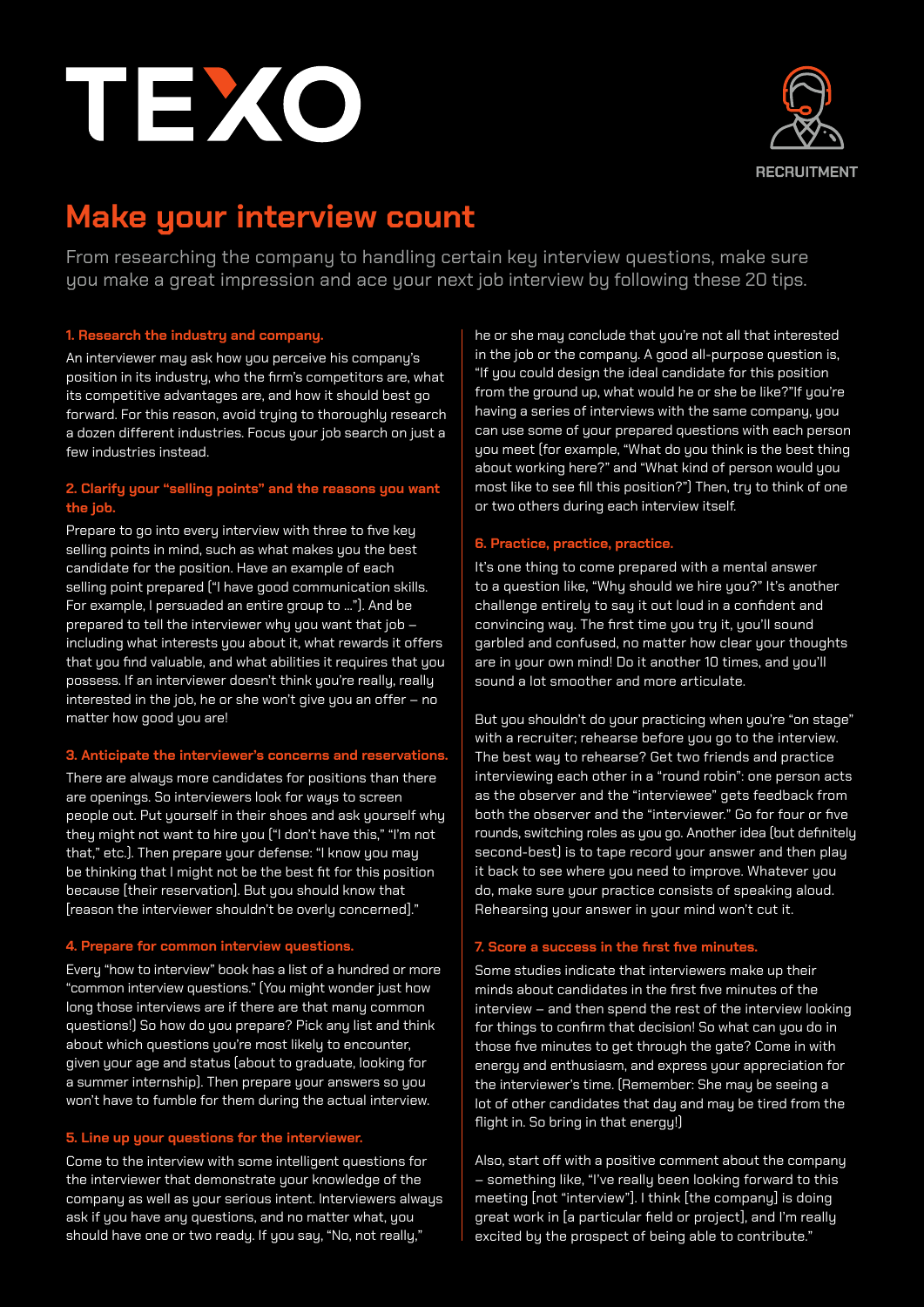# TEXO

RECRUITMENT

## Make your interview count

From researching the company to handling certain key interview questions, make sure you make a great impression and ace your next job interview by following these 20 tips.

### 1. Research the industry and company.

An interviewer may ask how you perceive his company's position in its industry, who the firm's competitors are, what its competitive advantages are, and how it should best go forward. For this reason, avoid trying to thoroughly research a dozen different industries. Focus your job search on just a few industries instead.

### 2. Clarify your "selling points" and the reasons you want the job.

Prepare to go into every interview with three to five key selling points in mind, such as what makes you the best candidate for the position. Have an example of each selling point prepared ("I have good communication skills. For example, I persuaded an entire group to ..."). And be prepared to tell the interviewer why you want that job – including what interests you about it, what rewards it offers that you find valuable, and what abilities it requires that you possess. If an interviewer doesn't think you're really, really interested in the job, he or she won't give you an offer – no matter how good you are!

### 3. Anticipate the interviewer's concerns and reservations.

There are always more candidates for positions than there are openings. So interviewers look for ways to screen people out. Put yourself in their shoes and ask yourself why they might not want to hire you ("I don't have this," "I'm not that," etc.). Then prepare your defense: "I know you may be thinking that I might not be the best fit for this position because [their reservation]. But you should know that [reason the interviewer shouldn't be overly concerned]."

### 4. Prepare for common interview questions.

Every "how to interview" book has a list of a hundred or more "common interview questions." (You might wonder just how long those interviews are if there are that many common questions!) So how do you prepare? Pick any list and think about which questions you're most likely to encounter, given your age and status (about to graduate, looking for a summer internship). Then prepare your answers so you won't have to fumble for them during the actual interview.

### 5. Line up your questions for the interviewer.

Come to the interview with some intelligent questions for the interviewer that demonstrate your knowledge of the company as well as your serious intent. Interviewers always ask if you have any questions, and no matter what, you should have one or two ready. If you say, "No, not really," he or she may conclude that you're not all that interested in the job or the company. A good all-purpose question is, "If you could design the ideal candidate for this position from the ground up, what would he or she be like?"If you're having a series of interviews with the same company, you can use some of your prepared questions with each person you meet (for example, "What do you think is the best thing about working here?" and "What kind of person would you most like to see fill this position?") Then, try to think of one or two others during each interview itself.

### 6. Practice, practice, practice.

It's one thing to come prepared with a mental answer to a question like, "Why should we hire you?" It's another challenge entirely to say it out loud in a confident and convincing way. The first time you try it, you'll sound garbled and confused, no matter how clear your thoughts are in your own mind! Do it another 10 times, and you'll sound a lot smoother and more articulate.

But you shouldn't do your practicing when you're "on stage" with a recruiter; rehearse before you go to the interview. The best way to rehearse? Get two friends and practice interviewing each other in a "round robin": one person acts as the observer and the "interviewee" gets feedback from both the observer and the "interviewer." Go for four or five rounds, switching roles as you go. Another idea (but definitely second-best) is to tape record your answer and then play it back to see where you need to improve. Whatever you do, make sure your practice consists of speaking aloud. Rehearsing your answer in your mind won't cut it.

### 7. Score a success in the first five minutes.

Some studies indicate that interviewers make up their minds about candidates in the first five minutes of the interview – and then spend the rest of the interview looking for things to confirm that decision! So what can you do in those five minutes to get through the gate? Come in with energy and enthusiasm, and express your appreciation for the interviewer's time. (Remember: She may be seeing a lot of other candidates that day and may be tired from the flight in. So bring in that energy!)

Also, start off with a positive comment about the company – something like, "I've really been looking forward to this meeting [not "interview"]. I think [the company] is doing great work in [a particular field or project], and I'm really excited by the prospect of being able to contribute."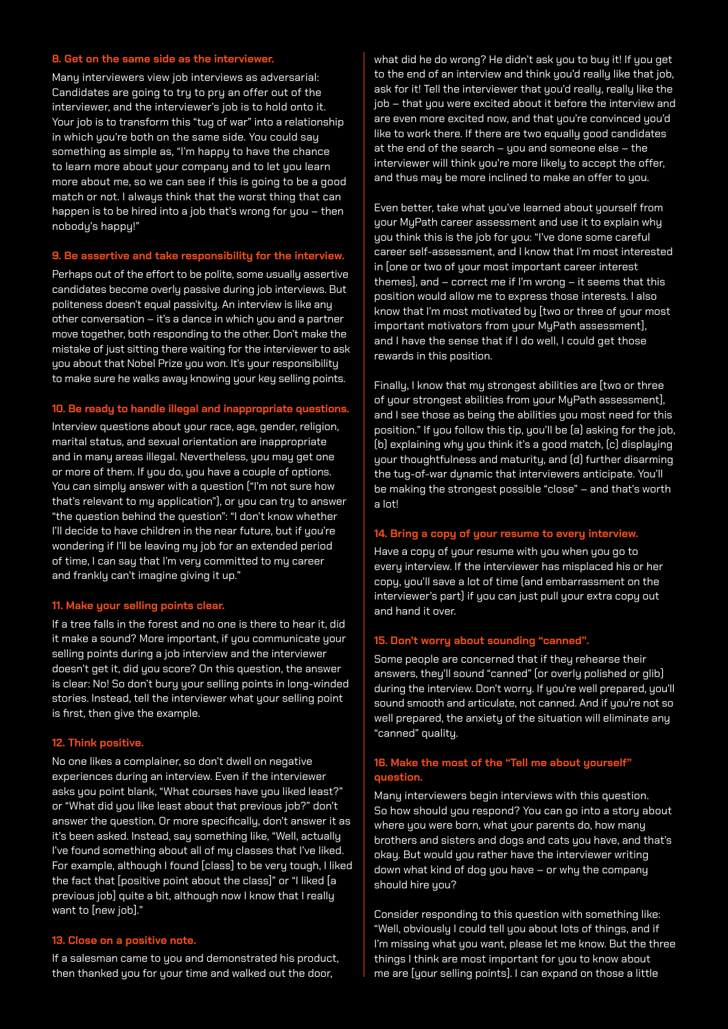### 8. Get on the same side as the interviewer.

Many interviewers view job interviews as adversarial: Candidates are going to try to pry an offer out of the interviewer, and the interviewer's job is to hold onto it. Your job is to transform this "tug of war" into a relationship in which you're both on the same side. You could say something as simple as, "I'm happy to have the chance to learn more about your company and to let you learn more about me, so we can see if this is going to be a good match or not. I always think that the worst thing that can happen is to be hired into a job that's wrong for you – then nobody's happy!"

### 9. Be assertive and take responsibility for the interview.

Perhaps out of the effort to be polite, some usually assertive candidates become overly passive during job interviews. But politeness doesn't equal passivity. An interview is like any other conversation – it's a dance in which you and a partner move together, both responding to the other. Don't make the mistake of just sitting there waiting for the interviewer to ask you about that Nobel Prize you won. It's your responsibility to make sure he walks away knowing your key selling points.

### 10. Be ready to handle illegal and inappropriate questions.

Interview questions about your race, age, gender, religion, marital status, and sexual orientation are inappropriate and in many areas illegal. Nevertheless, you may get one or more of them. If you do, you have a couple of options. You can simply answer with a question ("I'm not sure how that's relevant to my application"), or you can try to answer "the question behind the question": "I don't know whether I'll decide to have children in the near future, but if you're wondering if I'll be leaving my job for an extended period of time, I can say that I'm very committed to my career and frankly can't imagine giving it up."

### 11. Make your selling points clear.

If a tree falls in the forest and no one is there to hear it, did it make a sound? More important, if you communicate your selling points during a job interview and the interviewer doesn't get it, did you score? On this question, the answer is clear: No! So don't bury your selling points in long-winded stories. Instead, tell the interviewer what your selling point is first, then give the example.

### 12. Think positive.

No one likes a complainer, so don't dwell on negative experiences during an interview. Even if the interviewer asks you point blank, "What courses have you liked least?" or "What did you like least about that previous job?" don't answer the question. Or more specifically, don't answer it as it's been asked. Instead, say something like, "Well, actually I've found something about all of my classes that I've liked. For example, although I found [class] to be very tough, I liked the fact that [positive point about the class]" or "I liked [a previous job] quite a bit, although now I know that I really want to [new job]."

### 13. Close on a positive note.

If a salesman came to you and demonstrated his product, then thanked you for your time and walked out the door, what did he do wrong? He didn't ask you to buy it! If you get to the end of an interview and think you'd really like that job, ask for it! Tell the interviewer that you'd really, really like the job – that you were excited about it before the interview and are even more excited now, and that you're convinced you'd like to work there. If there are two equally good candidates at the end of the search – you and someone else – the interviewer will think you're more likely to accept the offer, and thus may be more inclined to make an offer to you.

Even better, take what you've learned about yourself from your MyPath career assessment and use it to explain why you think this is the job for you: "I've done some careful career self-assessment, and I know that I'm most interested in [one or two of your most important career interest themes], and – correct me if I'm wrong – it seems that this position would allow me to express those interests. I also know that I'm most motivated by [two or three of your most important motivators from your MyPath assessment], and I have the sense that if I do well, I could get those rewards in this position.

Finally, I know that my strongest abilities are [two or three of your strongest abilities from your MyPath assessment], and I see those as being the abilities you most need for this position." If you follow this tip, you'll be (a) asking for the job, (b) explaining why you think it's a good match, (c) displaying your thoughtfulness and maturity, and (d) further disarming the tug-of-war dynamic that interviewers anticipate. You'll be making the strongest possible "close" – and that's worth a lot!

### 14. Bring a copy of your resume to every interview.

Have a copy of your resume with you when you go to every interview. If the interviewer has misplaced his or her copy, you'll save a lot of time (and embarrassment on the interviewer's part) if you can just pull your extra copy out and hand it over.

### 15. Don't worry about sounding "canned".

Some people are concerned that if they rehearse their answers, they'll sound "canned" (or overly polished or glib) during the interview. Don't worry. If you're well prepared, you'll sound smooth and articulate, not canned. And if you're not so well prepared, the anxiety of the situation will eliminate any "canned" quality.

### 16. Make the most of the "Tell me about yourself" question.

Many interviewers begin interviews with this question. So how should you respond? You can go into a story about where you were born, what your parents do, how many brothers and sisters and dogs and cats you have, and that's okay. But would you rather have the interviewer writing down what kind of dog you have – or why the company should hire you?

Consider responding to this question with something like: "Well, obviously I could tell you about lots of things, and if I'm missing what you want, please let me know. But the three things I think are most important for you to know about me are [your selling points]. I can expand on those a little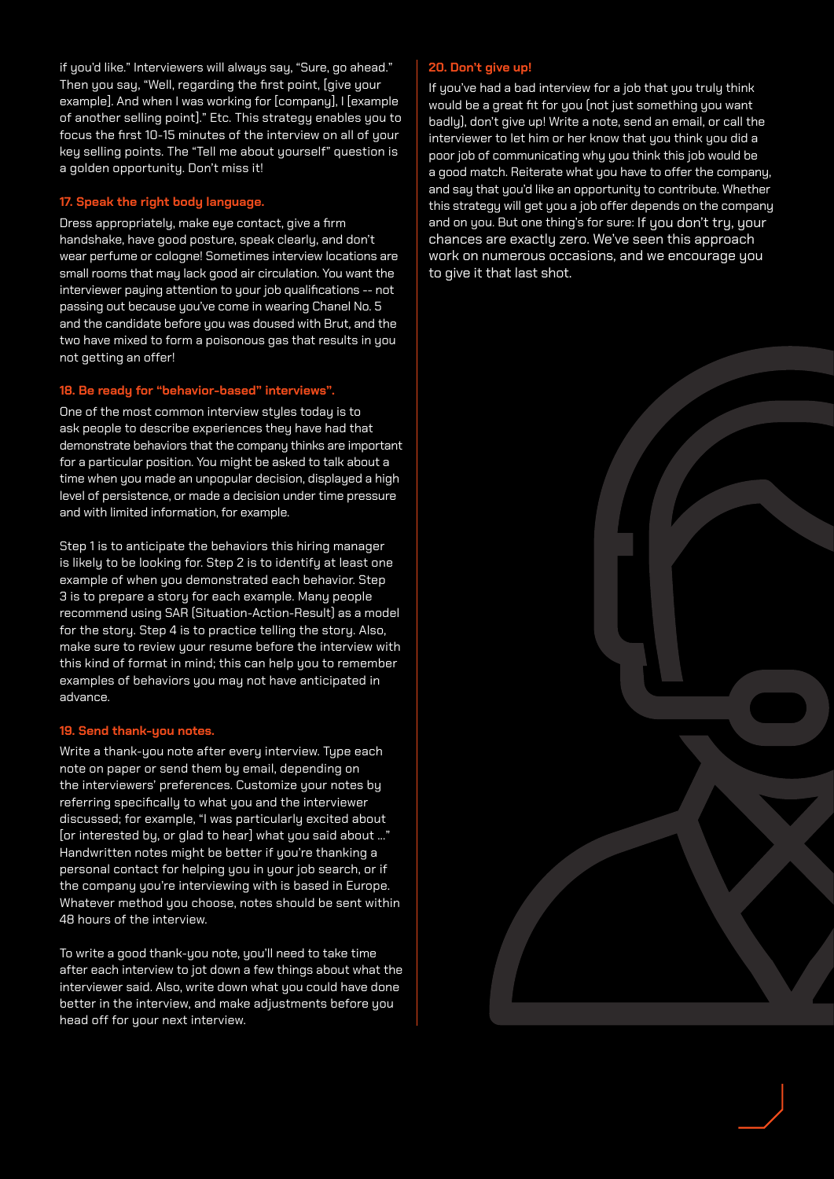if you'd like." Interviewers will always say, "Sure, go ahead." Then you say, "Well, regarding the first point, [give your example]. And when I was working for [company], I [example of another selling point]." Etc. This strategy enables you to focus the first 10-15 minutes of the interview on all of your key selling points. The "Tell me about yourself" question is a golden opportunity. Don't miss it!

### 17. Speak the right body language.

Dress appropriately, make eye contact, give a firm handshake, have good posture, speak clearly, and don't wear perfume or cologne! Sometimes interview locations are small rooms that may lack good air circulation. You want the interviewer paying attention to your job qualifications -- not passing out because you've come in wearing Chanel No. 5 and the candidate before you was doused with Brut, and the two have mixed to form a poisonous gas that results in you not getting an offer!

### 18. Be ready for "behavior-based" interviews".

One of the most common interview styles today is to ask people to describe experiences they have had that demonstrate behaviors that the company thinks are important for a particular position. You might be asked to talk about a time when you made an unpopular decision, displayed a high level of persistence, or made a decision under time pressure and with limited information, for example.

Step 1 is to anticipate the behaviors this hiring manager is likely to be looking for. Step 2 is to identify at least one example of when you demonstrated each behavior. Step 3 is to prepare a story for each example. Many people recommend using SAR (Situation-Action-Result) as a model for the story. Step 4 is to practice telling the story. Also, make sure to review your resume before the interview with this kind of format in mind; this can help you to remember examples of behaviors you may not have anticipated in advance.

### 19. Send thank-you notes.

Write a thank-you note after every interview. Type each note on paper or send them by email, depending on the interviewers' preferences. Customize your notes by referring specifically to what you and the interviewer discussed; for example, "I was particularly excited about [or interested by, or glad to hear] what you said about ..." Handwritten notes might be better if you're thanking a personal contact for helping you in your job search, or if the company you're interviewing with is based in Europe. Whatever method you choose, notes should be sent within 48 hours of the interview.

To write a good thank-you note, you'll need to take time after each interview to jot down a few things about what the interviewer said. Also, write down what you could have done better in the interview, and make adjustments before you head off for your next interview.

### 20. Don't give up!

If you've had a bad interview for a job that you truly think would be a great fit for you (not just something you want badly), don't give up! Write a note, send an email, or call the interviewer to let him or her know that you think you did a poor job of communicating why you think this job would be a good match. Reiterate what you have to offer the company, and say that you'd like an opportunity to contribute. Whether this strategy will get you a job offer depends on the company and on you. But one thing's for sure: If you don't try, your chances are exactly zero. We've seen this approach work on numerous occasions, and we encourage you to give it that last shot.